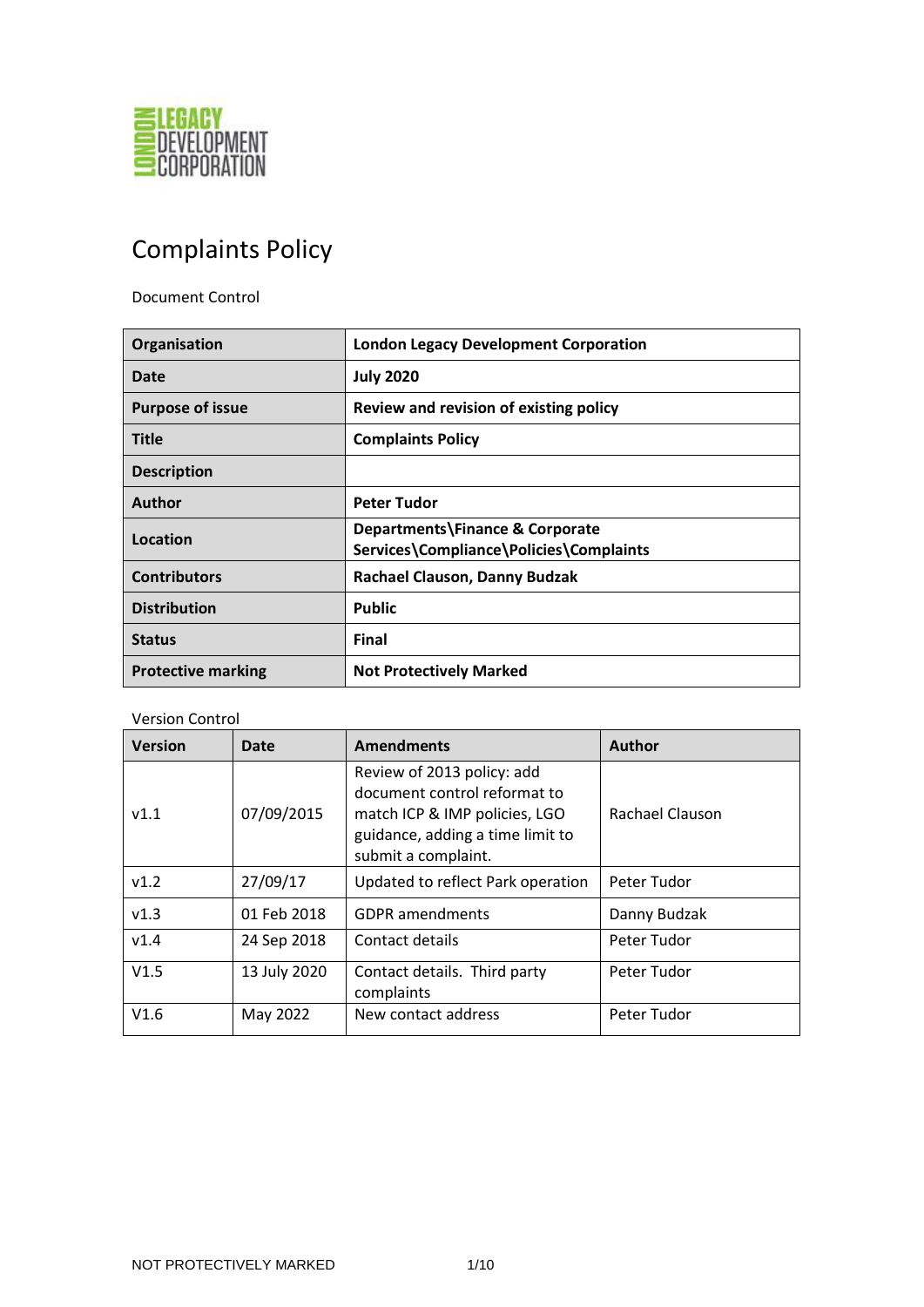LONDON LEGACY DEVELOPMENT CORPORATION

# Complaints Policy

Document Control

| Organisation | London Legacy Development Corporation |
|---|---|
| Date | July 2020 |
| Purpose of issue | Review and revision of existing policy |
| Title | Complaints Policy |
| Description | |
| Author | Peter Tudor |
| Location | Departments\Finance & Corporate Services\Compliance\Policies\Complaints |
| Contributors | Rachael Clauson, Danny Budzak |
| Distribution | Public |
| Status | Final |
| Protective marking | Not Protectively Marked |

Version Control

| Version | Date | Amendments | Author |
|---|---|---|---|
| v1.1 | 07/09/2015 | Review of 2013 policy: add document control reformat to match ICP & IMP policies, LGO guidance, adding a time limit to submit a complaint. | Rachael Clauson |
| v1.2 | 27/09/17 | Updated to reflect Park operation | Peter Tudor |
| v1.3 | 01 Feb 2018 | GDPR amendments | Danny Budzak |
| v1.4 | 24 Sep 2018 | Contact details | Peter Tudor |
| V1.5 | 13 July 2020 | Contact details. Third party complaints | Peter Tudor |
| V1.6 | May 2022 | New contact address | Peter Tudor |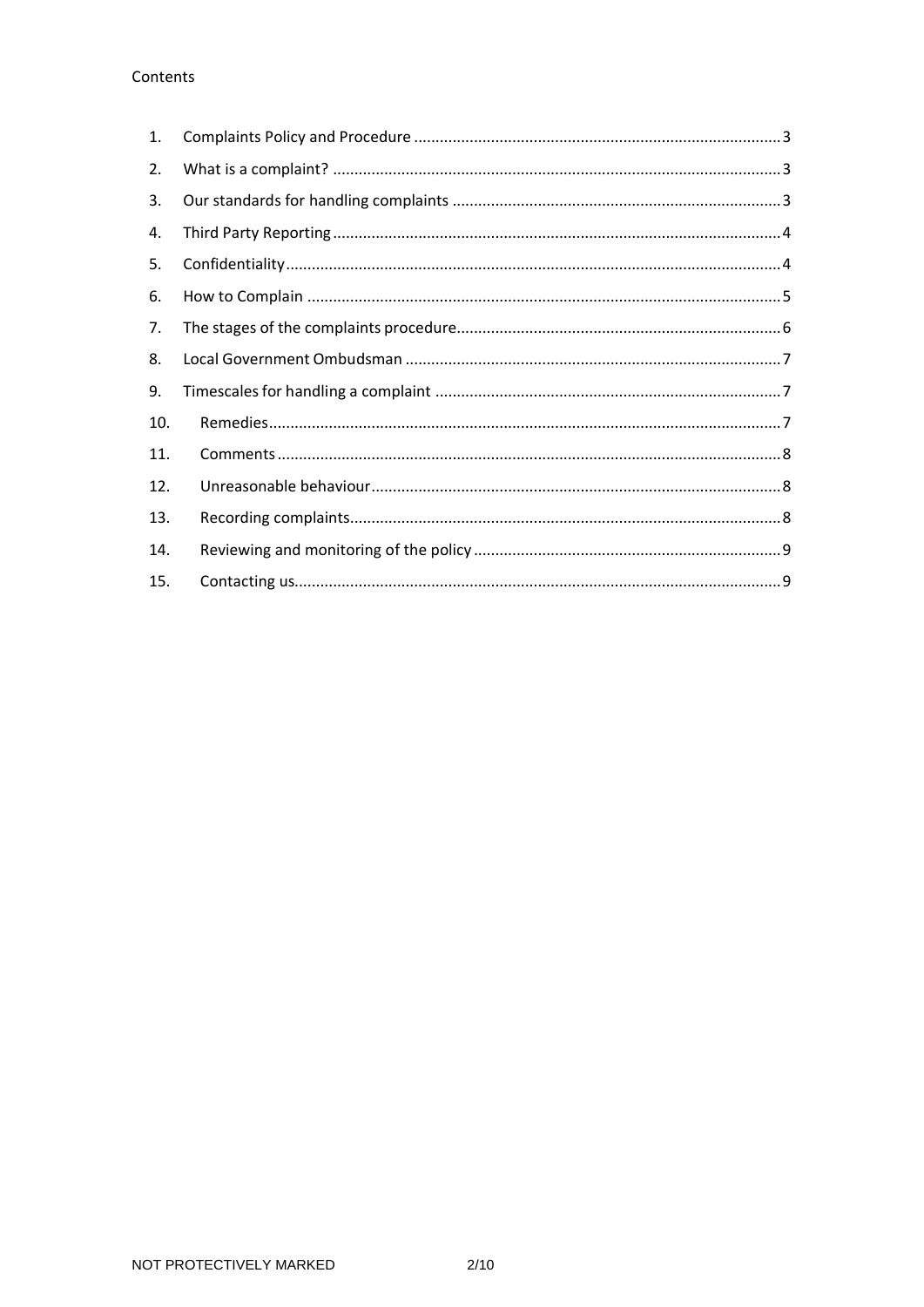Contents

1. Complaints Policy and Procedure ..... 3
2. What is a complaint? ..... 3
3. Our standards for handling complaints ..... 3
4. Third Party Reporting ..... 4
5. Confidentiality ..... 4
6. How to Complain ..... 5
7. The stages of the complaints procedure ..... 6
8. Local Government Ombudsman ..... 7
9. Timescales for handling a complaint ..... 7
10. Remedies ..... 7
11. Comments ..... 8
12. Unreasonable behaviour ..... 8
13. Recording complaints ..... 8
14. Reviewing and monitoring of the policy ..... 9
15. Contacting us ..... 9

NOT PROTECTIVELY MARKED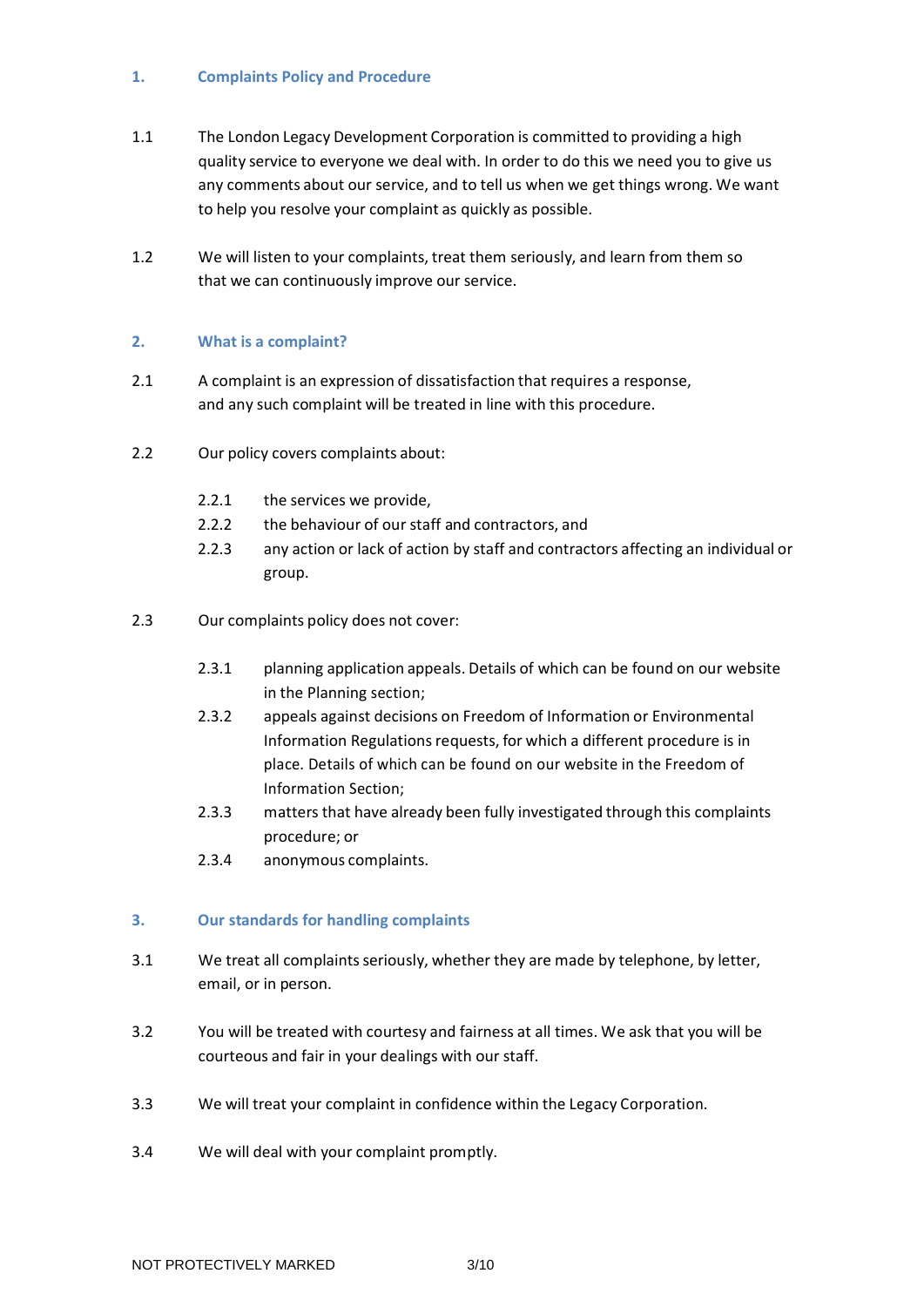## 1. Complaints Policy and Procedure

1.1 The London Legacy Development Corporation is committed to providing a high quality service to everyone we deal with. In order to do this we need you to give us any comments about our service, and to tell us when we get things wrong. We want to help you resolve your complaint as quickly as possible.

1.2 We will listen to your complaints, treat them seriously, and learn from them so that we can continuously improve our service.

## 2. What is a complaint?

2.1 A complaint is an expression of dissatisfaction that requires a response, and any such complaint will be treated in line with this procedure.

2.2 Our policy covers complaints about:

- 2.2.1 the services we provide,
- 2.2.2 the behaviour of our staff and contractors, and
- 2.2.3 any action or lack of action by staff and contractors affecting an individual or group.

2.3 Our complaints policy does not cover:

- 2.3.1 planning application appeals. Details of which can be found on our website in the Planning section;
- 2.3.2 appeals against decisions on Freedom of Information or Environmental Information Regulations requests, for which a different procedure is in place. Details of which can be found on our website in the Freedom of Information Section;
- 2.3.3 matters that have already been fully investigated through this complaints procedure; or
- 2.3.4 anonymous complaints.

## 3. Our standards for handling complaints

3.1 We treat all complaints seriously, whether they are made by telephone, by letter, email, or in person.

3.2 You will be treated with courtesy and fairness at all times. We ask that you will be courteous and fair in your dealings with our staff.

3.3 We will treat your complaint in confidence within the Legacy Corporation.

3.4 We will deal with your complaint promptly.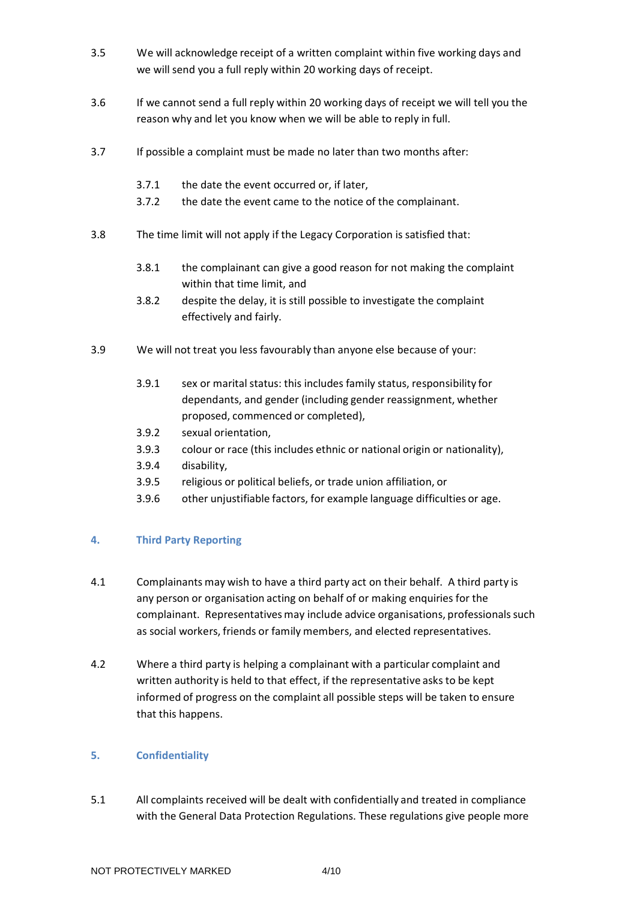3.5 We will acknowledge receipt of a written complaint within five working days and we will send you a full reply within 20 working days of receipt.

3.6 If we cannot send a full reply within 20 working days of receipt we will tell you the reason why and let you know when we will be able to reply in full.

3.7 If possible a complaint must be made no later than two months after:

- 3.7.1 the date the event occurred or, if later,
- 3.7.2 the date the event came to the notice of the complainant.

3.8 The time limit will not apply if the Legacy Corporation is satisfied that:

- 3.8.1 the complainant can give a good reason for not making the complaint within that time limit, and
- 3.8.2 despite the delay, it is still possible to investigate the complaint effectively and fairly.

3.9 We will not treat you less favourably than anyone else because of your:

- 3.9.1 sex or marital status: this includes family status, responsibility for dependants, and gender (including gender reassignment, whether proposed, commenced or completed),
- 3.9.2 sexual orientation,
- 3.9.3 colour or race (this includes ethnic or national origin or nationality),
- 3.9.4 disability,
- 3.9.5 religious or political beliefs, or trade union affiliation, or
- 3.9.6 other unjustifiable factors, for example language difficulties or age.

## 4. Third Party Reporting

4.1 Complainants may wish to have a third party act on their behalf. A third party is any person or organisation acting on behalf of or making enquiries for the complainant. Representatives may include advice organisations, professionals such as social workers, friends or family members, and elected representatives.

4.2 Where a third party is helping a complainant with a particular complaint and written authority is held to that effect, if the representative asks to be kept informed of progress on the complaint all possible steps will be taken to ensure that this happens.

## 5. Confidentiality

5.1 All complaints received will be dealt with confidentially and treated in compliance with the General Data Protection Regulations. These regulations give people more

NOT PROTECTIVELY MARKED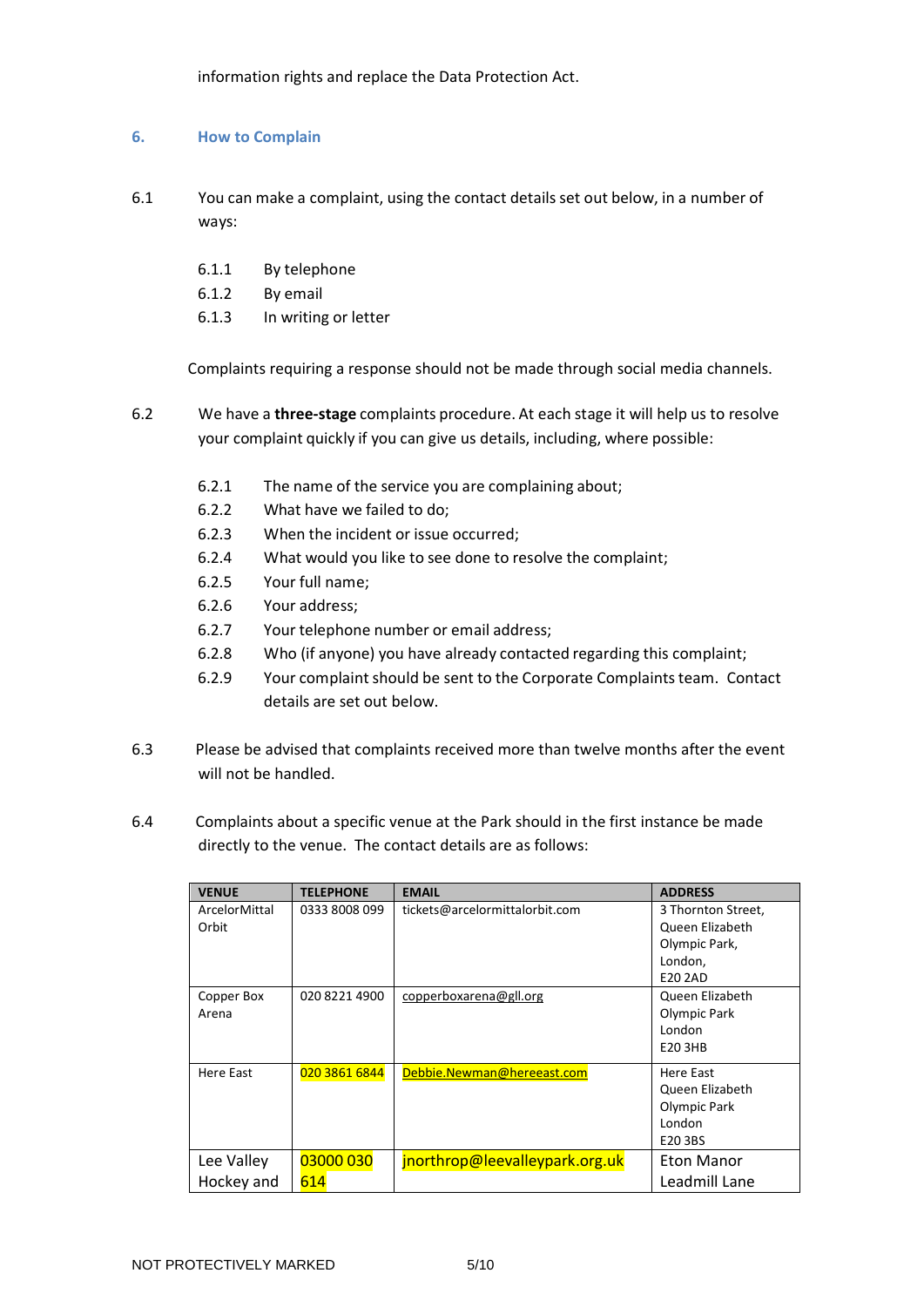information rights and replace the Data Protection Act.

## 6. How to Complain

6.1 You can make a complaint, using the contact details set out below, in a number of ways:

- 6.1.1 By telephone
- 6.1.2 By email
- 6.1.3 In writing or letter

Complaints requiring a response should not be made through social media channels.

6.2 We have a **three-stage** complaints procedure. At each stage it will help us to resolve your complaint quickly if you can give us details, including, where possible:

- 6.2.1 The name of the service you are complaining about;
- 6.2.2 What have we failed to do;
- 6.2.3 When the incident or issue occurred;
- 6.2.4 What would you like to see done to resolve the complaint;
- 6.2.5 Your full name;
- 6.2.6 Your address;
- 6.2.7 Your telephone number or email address;
- 6.2.8 Who (if anyone) you have already contacted regarding this complaint;
- 6.2.9 Your complaint should be sent to the Corporate Complaints team. Contact details are set out below.

6.3 Please be advised that complaints received more than twelve months after the event will not be handled.

6.4 Complaints about a specific venue at the Park should in the first instance be made directly to the venue. The contact details are as follows:

| VENUE | TELEPHONE | EMAIL | ADDRESS |
|---|---|---|---|
| ArcelorMittal Orbit | 0333 8008 099 | tickets@arcelormittalorbit.com | 3 Thornton Street, Queen Elizabeth Olympic Park, London, E20 2AD |
| Copper Box Arena | 020 8221 4900 | copperboxarena@gll.org | Queen Elizabeth Olympic Park London E20 3HB |
| Here East | 020 3861 6844 | Debbie.Newman@hereeast.com | Here East Queen Elizabeth Olympic Park London E20 3BS |
| Lee Valley Hockey and | 03000 030 614 | jnorthrop@leevalleypark.org.uk | Eton Manor Leadmill Lane |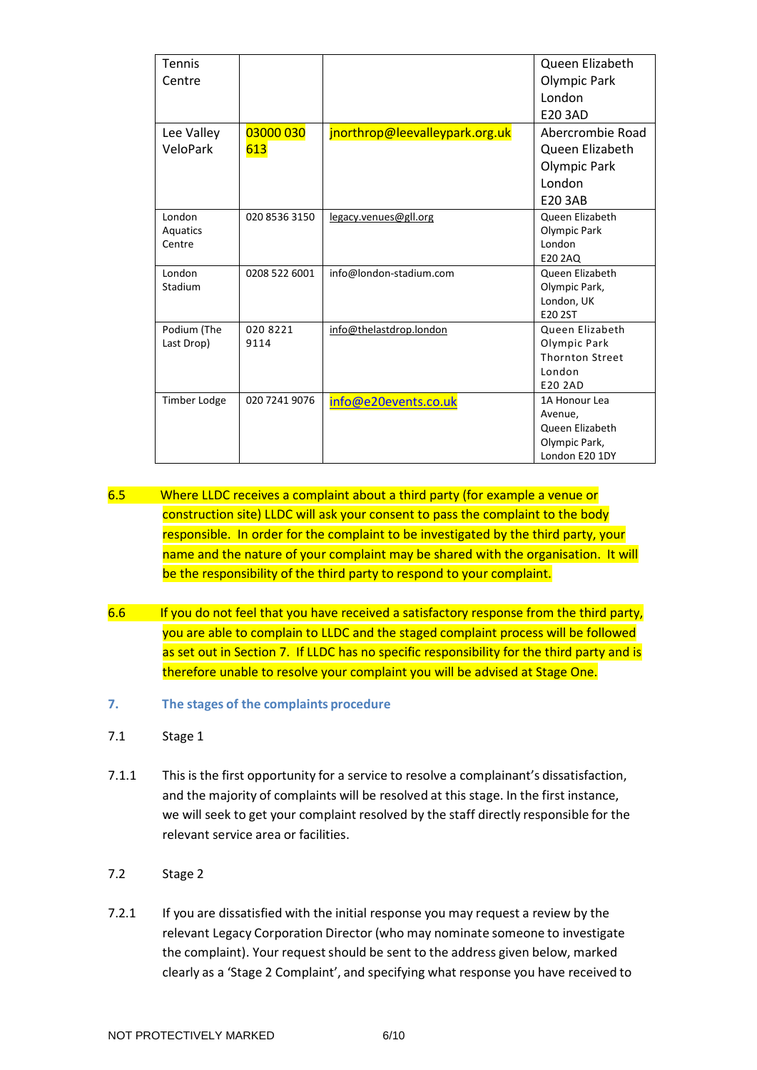| Tennis Centre | | | Queen Elizabeth Olympic Park London E20 3AD |
|---|---|---|---|
| Lee Valley VeloPark | 03000 030 613 | jnorthrop@leevalleypark.org.uk | Abercrombie Road Queen Elizabeth Olympic Park London E20 3AB |
| London Aquatics Centre | 020 8536 3150 | legacy.venues@gll.org | Queen Elizabeth Olympic Park London E20 2AQ |
| London Stadium | 0208 522 6001 | info@london-stadium.com | Queen Elizabeth Olympic Park, London, UK E20 2ST |
| Podium (The Last Drop) | 020 8221 9114 | info@thelastdrop.london | Queen Elizabeth Olympic Park Thornton Street London E20 2AD |
| Timber Lodge | 020 7241 9076 | info@e20events.co.uk | 1A Honour Lea Avenue, Queen Elizabeth Olympic Park, London E20 1DY |

6.5 Where LLDC receives a complaint about a third party (for example a venue or construction site) LLDC will ask your consent to pass the complaint to the body responsible. In order for the complaint to be investigated by the third party, your name and the nature of your complaint may be shared with the organisation. It will be the responsibility of the third party to respond to your complaint.

6.6 If you do not feel that you have received a satisfactory response from the third party, you are able to complain to LLDC and the staged complaint process will be followed as set out in Section 7. If LLDC has no specific responsibility for the third party and is therefore unable to resolve your complaint you will be advised at Stage One.

## 7. The stages of the complaints procedure

7.1 Stage 1

7.1.1 This is the first opportunity for a service to resolve a complainant's dissatisfaction, and the majority of complaints will be resolved at this stage. In the first instance, we will seek to get your complaint resolved by the staff directly responsible for the relevant service area or facilities.

7.2 Stage 2

7.2.1 If you are dissatisfied with the initial response you may request a review by the relevant Legacy Corporation Director (who may nominate someone to investigate the complaint). Your request should be sent to the address given below, marked clearly as a 'Stage 2 Complaint', and specifying what response you have received to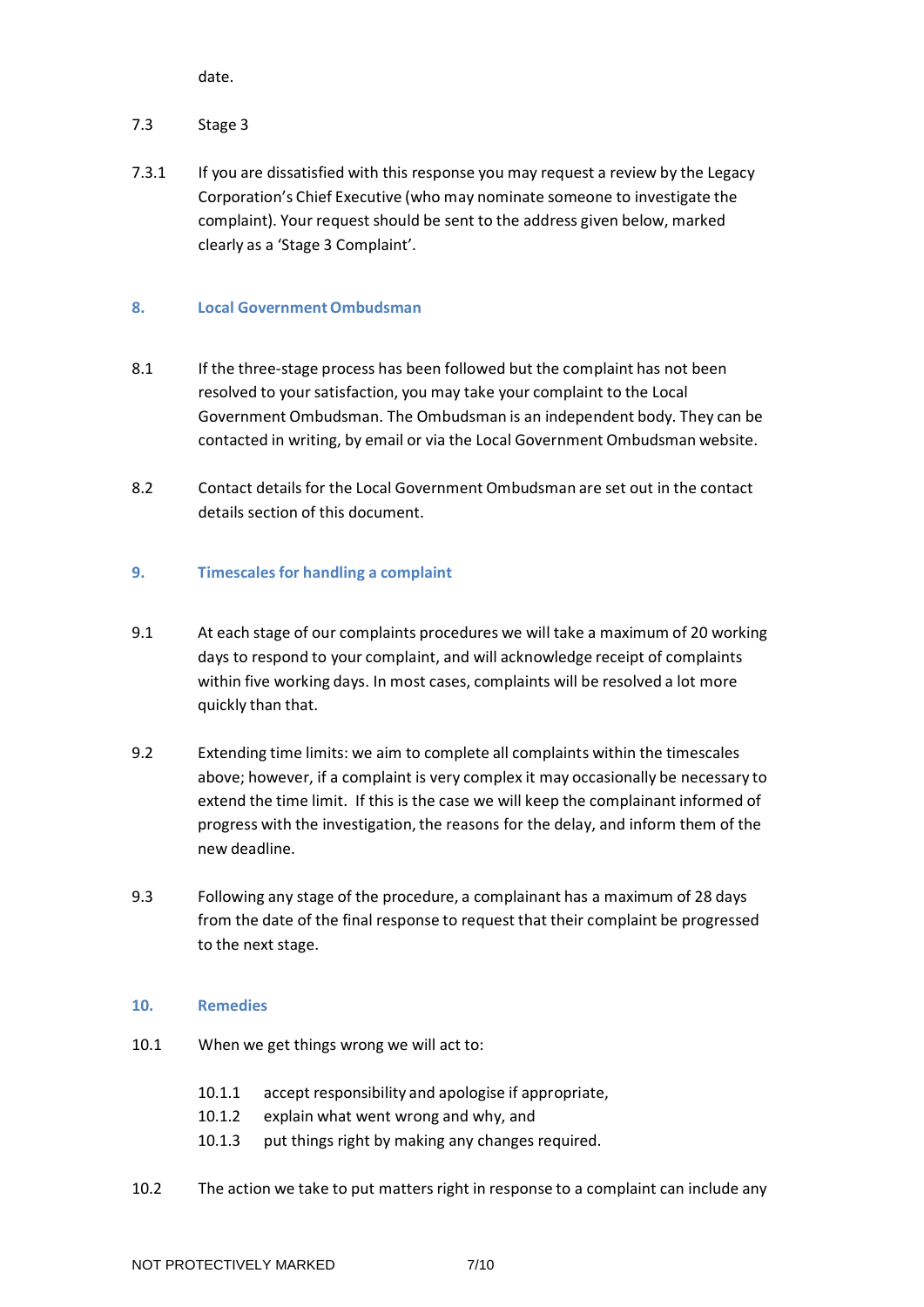date.

7.3 Stage 3

7.3.1 If you are dissatisfied with this response you may request a review by the Legacy Corporation's Chief Executive (who may nominate someone to investigate the complaint). Your request should be sent to the address given below, marked clearly as a 'Stage 3 Complaint'.

## 8. Local Government Ombudsman

8.1 If the three-stage process has been followed but the complaint has not been resolved to your satisfaction, you may take your complaint to the Local Government Ombudsman. The Ombudsman is an independent body. They can be contacted in writing, by email or via the Local Government Ombudsman website.

8.2 Contact details for the Local Government Ombudsman are set out in the contact details section of this document.

## 9. Timescales for handling a complaint

9.1 At each stage of our complaints procedures we will take a maximum of 20 working days to respond to your complaint, and will acknowledge receipt of complaints within five working days. In most cases, complaints will be resolved a lot more quickly than that.

9.2 Extending time limits: we aim to complete all complaints within the timescales above; however, if a complaint is very complex it may occasionally be necessary to extend the time limit. If this is the case we will keep the complainant informed of progress with the investigation, the reasons for the delay, and inform them of the new deadline.

9.3 Following any stage of the procedure, a complainant has a maximum of 28 days from the date of the final response to request that their complaint be progressed to the next stage.

## 10. Remedies

10.1 When we get things wrong we will act to:

- 10.1.1 accept responsibility and apologise if appropriate,
- 10.1.2 explain what went wrong and why, and
- 10.1.3 put things right by making any changes required.

10.2 The action we take to put matters right in response to a complaint can include any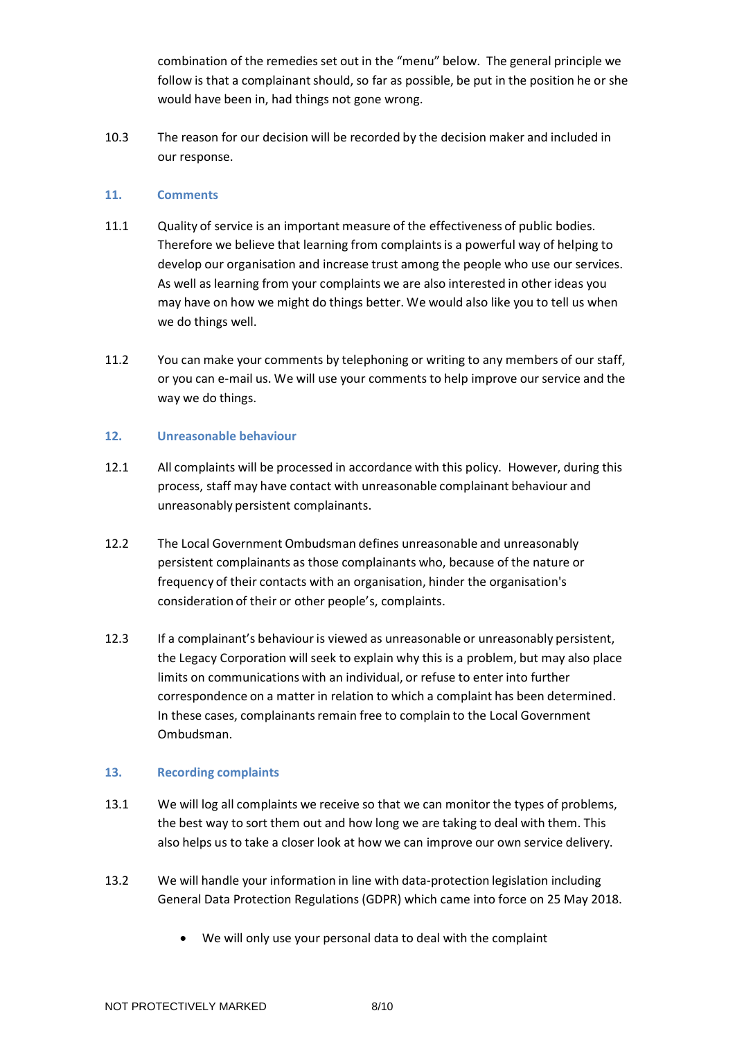combination of the remedies set out in the "menu" below. The general principle we follow is that a complainant should, so far as possible, be put in the position he or she would have been in, had things not gone wrong.

10.3 The reason for our decision will be recorded by the decision maker and included in our response.

### 11. Comments

11.1 Quality of service is an important measure of the effectiveness of public bodies. Therefore we believe that learning from complaints is a powerful way of helping to develop our organisation and increase trust among the people who use our services. As well as learning from your complaints we are also interested in other ideas you may have on how we might do things better. We would also like you to tell us when we do things well.

11.2 You can make your comments by telephoning or writing to any members of our staff, or you can e-mail us. We will use your comments to help improve our service and the way we do things.

### 12. Unreasonable behaviour

12.1 All complaints will be processed in accordance with this policy. However, during this process, staff may have contact with unreasonable complainant behaviour and unreasonably persistent complainants.

12.2 The Local Government Ombudsman defines unreasonable and unreasonably persistent complainants as those complainants who, because of the nature or frequency of their contacts with an organisation, hinder the organisation's consideration of their or other people's, complaints.

12.3 If a complainant's behaviour is viewed as unreasonable or unreasonably persistent, the Legacy Corporation will seek to explain why this is a problem, but may also place limits on communications with an individual, or refuse to enter into further correspondence on a matter in relation to which a complaint has been determined. In these cases, complainants remain free to complain to the Local Government Ombudsman.

### 13. Recording complaints

13.1 We will log all complaints we receive so that we can monitor the types of problems, the best way to sort them out and how long we are taking to deal with them. This also helps us to take a closer look at how we can improve our own service delivery.

13.2 We will handle your information in line with data-protection legislation including General Data Protection Regulations (GDPR) which came into force on 25 May 2018.

- We will only use your personal data to deal with the complaint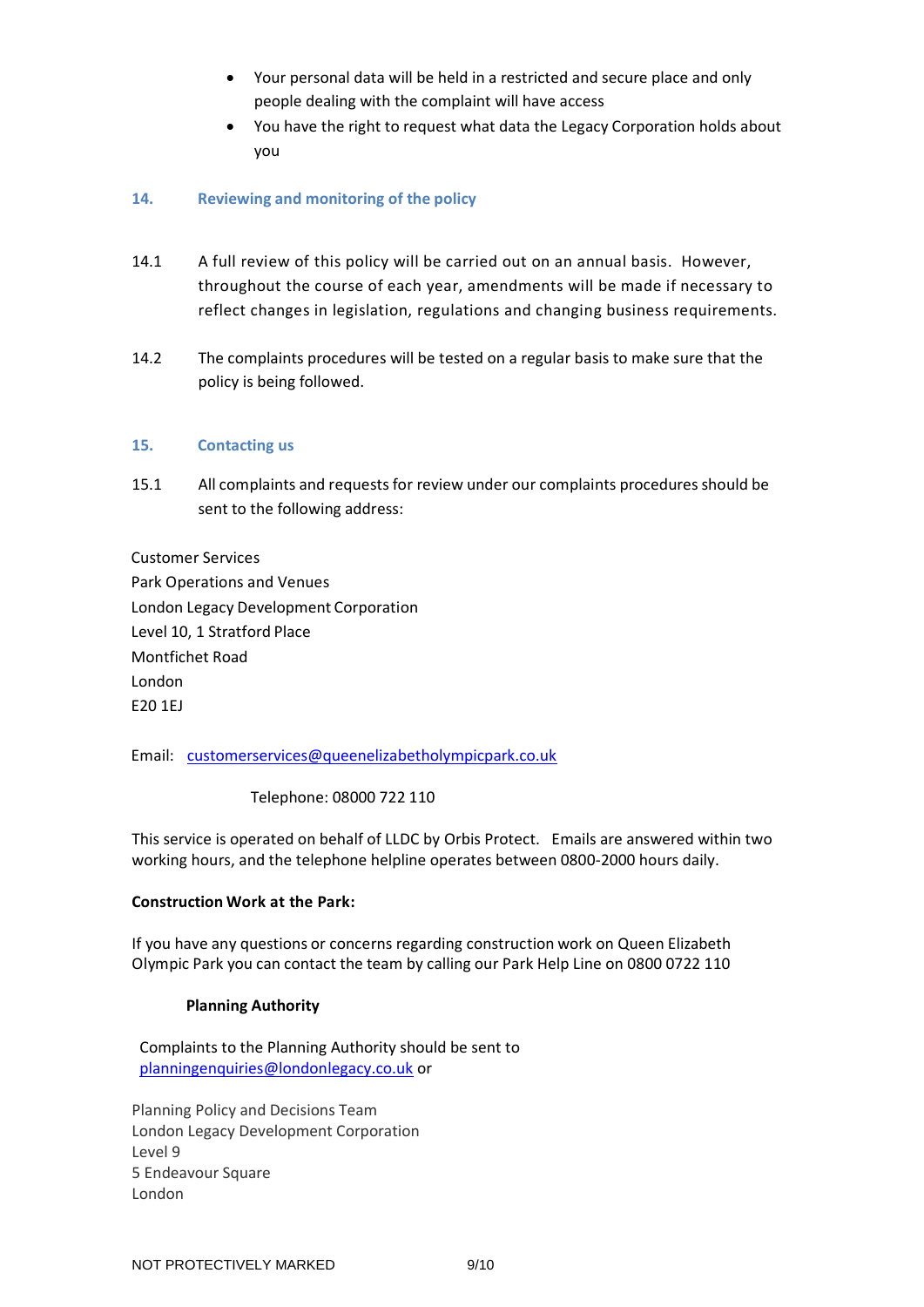- Your personal data will be held in a restricted and secure place and only people dealing with the complaint will have access
- You have the right to request what data the Legacy Corporation holds about you

## 14. Reviewing and monitoring of the policy

14.1 A full review of this policy will be carried out on an annual basis. However, throughout the course of each year, amendments will be made if necessary to reflect changes in legislation, regulations and changing business requirements.

14.2 The complaints procedures will be tested on a regular basis to make sure that the policy is being followed.

## 15. Contacting us

15.1 All complaints and requests for review under our complaints procedures should be sent to the following address:

Customer Services
Park Operations and Venues
London Legacy Development Corporation
Level 10, 1 Stratford Place
Montfichet Road
London
E20 1EJ

Email: customerservices@queenelizabetholympicpark.co.uk

Telephone: 08000 722 110

This service is operated on behalf of LLDC by Orbis Protect. Emails are answered within two working hours, and the telephone helpline operates between 0800-2000 hours daily.

**Construction Work at the Park:**

If you have any questions or concerns regarding construction work on Queen Elizabeth Olympic Park you can contact the team by calling our Park Help Line on 0800 0722 110

**Planning Authority**

Complaints to the Planning Authority should be sent to planningenquiries@londonlegacy.co.uk or

Planning Policy and Decisions Team
London Legacy Development Corporation
Level 9
5 Endeavour Square
London

NOT PROTECTIVELY MARKED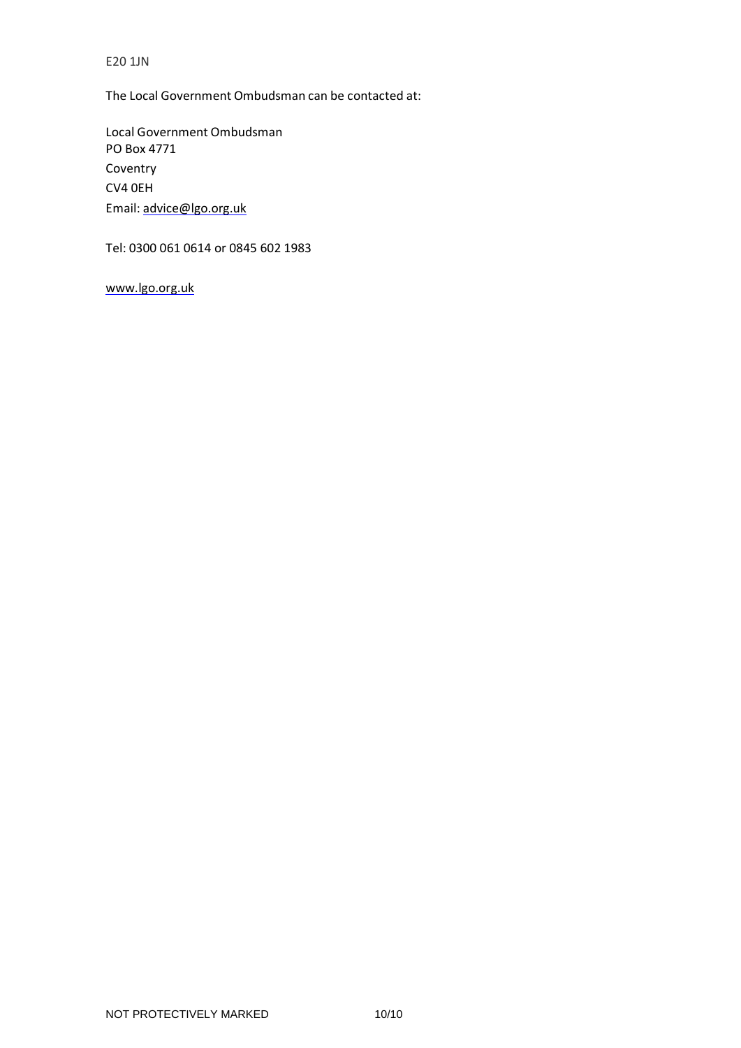E20 1JN

The Local Government Ombudsman can be contacted at:

Local Government Ombudsman
PO Box 4771
Coventry
CV4 0EH
Email: advice@lgo.org.uk

Tel: 0300 061 0614 or 0845 602 1983

www.lgo.org.uk